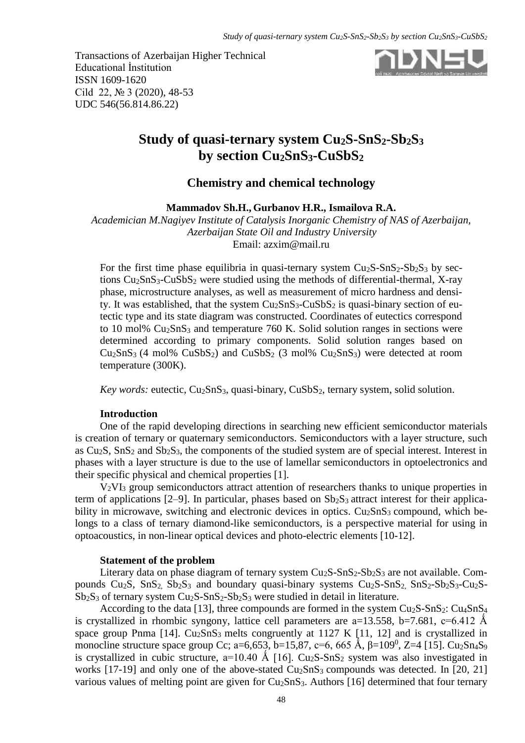Transactions of Azerbaijan Higher Technical Educational İnstitution
ISSN 1609-1620
Cild 22, № 3 (2020), 48-53
UDC 546(56.814.86.22)

# Study of quasi-ternary system $Cu_2S$-$SnS_2$-$Sb_2S_3$ by section $Cu_2SnS_3$-$CuSbS_2$

## Chemistry and chemical technology

**Mammadov Sh.H., Gurbanov H.R., Ismailova R.A.**

*Academician M.Nagiyev Institute of Catalysis Inorganic Chemistry of NAS of Azerbaijan, Azerbaijan State Oil and Industry University*
Email: azxim@mail.ru

For the first time phase equilibria in quasi-ternary system $Cu_2S$-$SnS_2$-$Sb_2S_3$ by sections $Cu_2SnS_3$-$CuSbS_2$ were studied using the methods of differential-thermal, X-ray phase, microstructure analyses, as well as measurement of micro hardness and density. It was established, that the system $Cu_2SnS_3$-$CuSbS_2$ is quasi-binary section of eutectic type and its state diagram was constructed. Coordinates of eutectics correspond to 10 mol% $Cu_2SnS_3$ and temperature 760 K. Solid solution ranges in sections were determined according to primary components. Solid solution ranges based on $Cu_2SnS_3$ (4 mol% $CuSbS_2$) and $CuSbS_2$ (3 mol% $Cu_2SnS_3$) were detected at room temperature (300K).

*Key words:* eutectic, $Cu_2SnS_3$, quasi-binary, $CuSbS_2$, ternary system, solid solution.

**Introduction**

One of the rapid developing directions in searching new efficient semiconductor materials is creation of ternary or quaternary semiconductors. Semiconductors with a layer structure, such as $Cu_2S$, $SnS_2$ and $Sb_2S_3$, the components of the studied system are of special interest. Interest in phases with a layer structure is due to the use of lamellar semiconductors in optoelectronics and their specific physical and chemical properties [1].

$V_2VI_3$ group semiconductors attract attention of researchers thanks to unique properties in term of applications [2–9]. In particular, phases based on $Sb_2S_3$ attract interest for their applicability in microwave, switching and electronic devices in optics. $Cu_2SnS_3$ compound, which belongs to a class of ternary diamond-like semiconductors, is a perspective material for using in optoacoustics, in non-linear optical devices and photo-electric elements [10-12].

**Statement of the problem**

Literary data on phase diagram of ternary system $Cu_2S$-$SnS_2$-$Sb_2S_3$ are not available. Compounds $Cu_2S$, $SnS_2$, $Sb_2S_3$ and boundary quasi-binary systems $Cu_2S$-$SnS_2$, $SnS_2$-$Sb_2S_3$-$Cu_2S$-$Sb_2S_3$ of ternary system $Cu_2S$-$SnS_2$-$Sb_2S_3$ were studied in detail in literature.

According to the data [13], three compounds are formed in the system $Cu_2S$-$SnS_2$: $Cu_4SnS_4$ is crystallized in rhombic syngony, lattice cell parameters are a=13.558, b=7.681, c=6.412 Å space group Pnma [14]. $Cu_2SnS_3$ melts congruently at 1127 K [11, 12] and is crystallized in monocline structure space group Cc; a=6,653, b=15,87, c=6, 665 Å, $\beta=109^0$, Z=4 [15]. $Cu_2Sn_4S_9$ is crystallized in cubic structure, a=10.40 Å [16]. $Cu_2S$-$SnS_2$ system was also investigated in works [17-19] and only one of the above-stated $Cu_2SnS_3$ compounds was detected. In [20, 21] various values of melting point are given for $Cu_2SnS_3$. Authors [16] determined that four ternary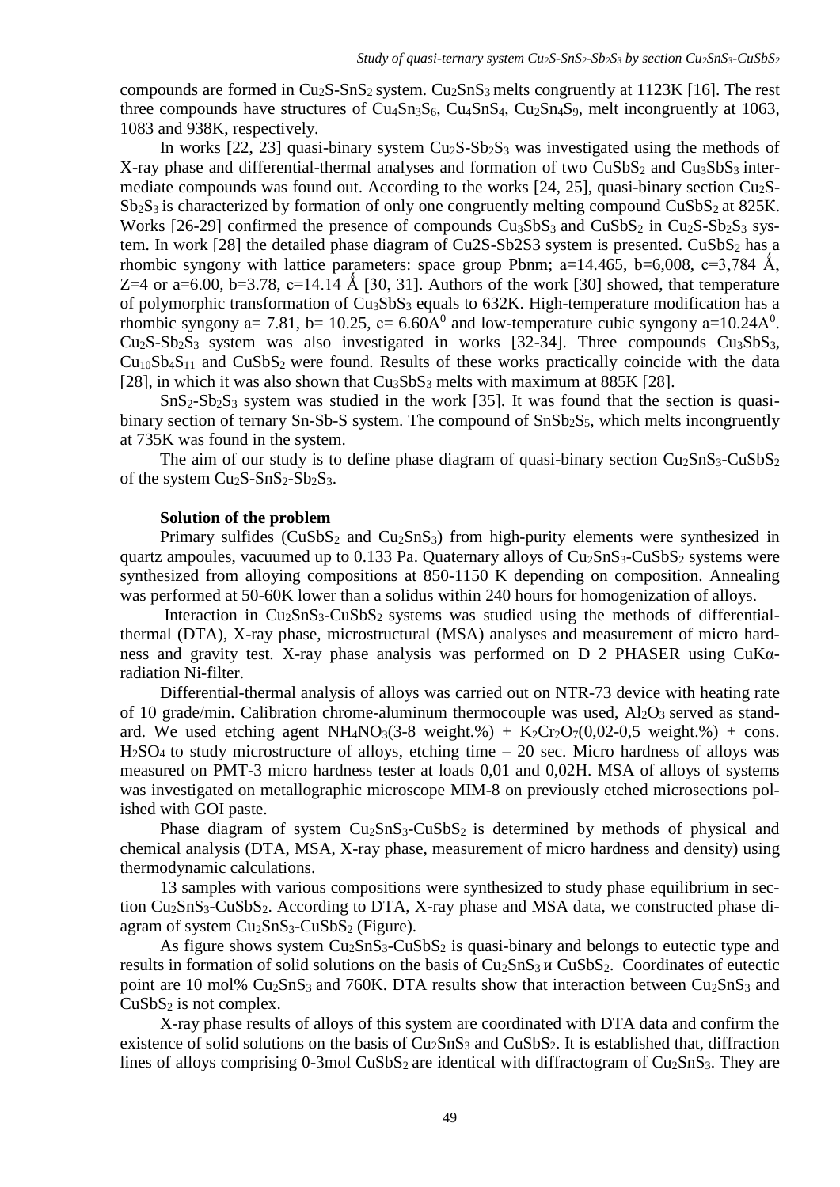compounds are formed in $Cu_2S$-$SnS_2$ system. $Cu_2SnS_3$ melts congruently at 1123K [16]. The rest three compounds have structures of $Cu_4Sn_3S_6$, $Cu_4SnS_4$, $Cu_2Sn_4S_9$, melt incongruently at 1063, 1083 and 938K, respectively.

In works [22, 23] quasi-binary system $Cu_2S$-$Sb_2S_3$ was investigated using the methods of X-ray phase and differential-thermal analyses and formation of two $CuSbS_2$ and $Cu_3SbS_3$ intermediate compounds was found out. According to the works [24, 25], quasi-binary section $Cu_2S$-$Sb_2S_3$ is characterized by formation of only one congruently melting compound $CuSbS_2$ at 825K. Works [26-29] confirmed the presence of compounds $Cu_3SbS_3$ and $CuSbS_2$ in $Cu_2S$-$Sb_2S_3$ system. In work [28] the detailed phase diagram of Cu2S-Sb2S3 system is presented. $CuSbS_2$ has a rhombic syngony with lattice parameters: space group Pbnm; a=14.465, b=6,008, c=3,784 Ǻ, Z=4 or a=6.00, b=3.78, c=14.14 Ǻ [30, 31]. Authors of the work [30] showed, that temperature of polymorphic transformation of $Cu_3SbS_3$ equals to 632K. High-temperature modification has a rhombic syngony a= 7.81, b= 10.25, c= 6.60$A^0$ and low-temperature cubic syngony a=10.24$A^0$. $Cu_2S$-$Sb_2S_3$ system was also investigated in works [32-34]. Three compounds $Cu_3SbS_3$, $Cu_{10}Sb_4S_{11}$ and $CuSbS_2$ were found. Results of these works practically coincide with the data [28], in which it was also shown that $Cu_3SbS_3$ melts with maximum at 885K [28].

$SnS_2$-$Sb_2S_3$ system was studied in the work [35]. It was found that the section is quasi-binary section of ternary Sn-Sb-S system. The compound of $SnSb_2S_5$, which melts incongruently at 735K was found in the system.

The aim of our study is to define phase diagram of quasi-binary section $Cu_2SnS_3$-$CuSbS_2$ of the system $Cu_2S$-$SnS_2$-$Sb_2S_3$.

**Solution of the problem**

Primary sulfides ($CuSbS_2$ and $Cu_2SnS_3$) from high-purity elements were synthesized in quartz ampoules, vacuumed up to 0.133 Pa. Quaternary alloys of $Cu_2SnS_3$-$CuSbS_2$ systems were synthesized from alloying compositions at 850-1150 K depending on composition. Annealing was performed at 50-60K lower than a solidus within 240 hours for homogenization of alloys.

Interaction in $Cu_2SnS_3$-$CuSbS_2$ systems was studied using the methods of differential-thermal (DTA), X-ray phase, microstructural (MSA) analyses and measurement of micro hardness and gravity test. X-ray phase analysis was performed on D 2 PHASER using CuKα-radiation Ni-filter.

Differential-thermal analysis of alloys was carried out on NTR-73 device with heating rate of 10 grade/min. Calibration chrome-aluminum thermocouple was used, $Al_2O_3$ served as standard. We used etching agent $NH_4NO_3$(3-8 weight.%) + $K_2Cr_2O_7$(0,02-0,5 weight.%) + cons. $H_2SO_4$ to study microstructure of alloys, etching time – 20 sec. Micro hardness of alloys was measured on PMT-3 micro hardness tester at loads 0,01 and 0,02H. MSA of alloys of systems was investigated on metallographic microscope MIM-8 on previously etched microsections polished with GOI paste.

Phase diagram of system $Cu_2SnS_3$-$CuSbS_2$ is determined by methods of physical and chemical analysis (DTA, MSA, X-ray phase, measurement of micro hardness and density) using thermodynamic calculations.

13 samples with various compositions were synthesized to study phase equilibrium in section $Cu_2SnS_3$-$CuSbS_2$. According to DTA, X-ray phase and MSA data, we constructed phase diagram of system $Cu_2SnS_3$-$CuSbS_2$ (Figure).

As figure shows system $Cu_2SnS_3$-$CuSbS_2$ is quasi-binary and belongs to eutectic type and results in formation of solid solutions on the basis of $Cu_2SnS_3$ и $CuSbS_2$. Coordinates of eutectic point are 10 mol% $Cu_2SnS_3$ and 760K. DTA results show that interaction between $Cu_2SnS_3$ and $CuSbS_2$ is not complex.

X-ray phase results of alloys of this system are coordinated with DTA data and confirm the existence of solid solutions on the basis of $Cu_2SnS_3$ and $CuSbS_2$. It is established that, diffraction lines of alloys comprising 0-3mol $CuSbS_2$ are identical with diffractogram of $Cu_2SnS_3$. They are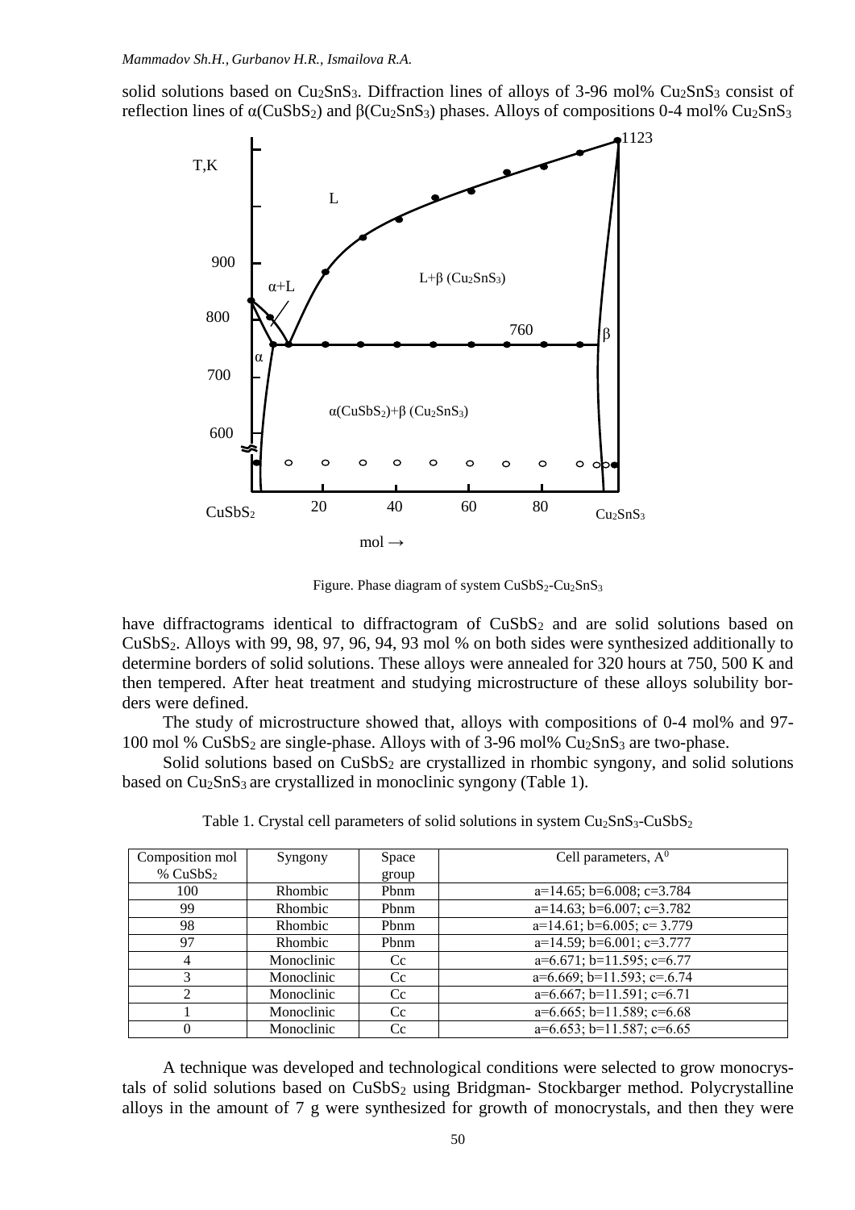solid solutions based on $Cu_2SnS_3$. Diffraction lines of alloys of 3-96 mol% $Cu_2SnS_3$ consist of reflection lines of α($CuSbS_2$) and β($Cu_2SnS_3$) phases. Alloys of compositions 0-4 mol% $Cu_2SnS_3$

Figure. Phase diagram of system $CuSbS_2$-$Cu_2SnS_3$

have diffractograms identical to diffractogram of $CuSbS_2$ and are solid solutions based on $CuSbS_2$. Alloys with 99, 98, 97, 96, 94, 93 mol % on both sides were synthesized additionally to determine borders of solid solutions. These alloys were annealed for 320 hours at 750, 500 K and then tempered. After heat treatment and studying microstructure of these alloys solubility borders were defined.

The study of microstructure showed that, alloys with compositions of 0-4 mol% and 97-100 mol % $CuSbS_2$ are single-phase. Alloys with of 3-96 mol% $Cu_2SnS_3$ are two-phase.

Solid solutions based on $CuSbS_2$ are crystallized in rhombic syngony, and solid solutions based on $Cu_2SnS_3$ are crystallized in monoclinic syngony (Table 1).

Table 1. Crystal cell parameters of solid solutions in system $Cu_2SnS_3$-$CuSbS_2$

| Composition mol % $CuSbS_2$ | Syngony | Space group | Cell parameters, A$^0$ |
|---|---|---|---|
| 100 | Rhombic | Pbnm | a=14.65; b=6.008; c=3.784 |
| 99 | Rhombic | Pbnm | a=14.63; b=6.007; c=3.782 |
| 98 | Rhombic | Pbnm | a=14.61; b=6.005; c= 3.779 |
| 97 | Rhombic | Pbnm | a=14.59; b=6.001; c=3.777 |
| 4 | Monoclinic | Cc | a=6.671; b=11.595; c=6.77 |
| 3 | Monoclinic | Cc | a=6.669; b=11.593; c=.6.74 |
| 2 | Monoclinic | Cc | a=6.667; b=11.591; c=6.71 |
| 1 | Monoclinic | Cc | a=6.665; b=11.589; c=6.68 |
| 0 | Monoclinic | Cc | a=6.653; b=11.587; c=6.65 |

A technique was developed and technological conditions were selected to grow monocrystals of solid solutions based on $CuSbS_2$ using Bridgman- Stockbarger method. Polycrystalline alloys in the amount of 7 g were synthesized for growth of monocrystals, and then they were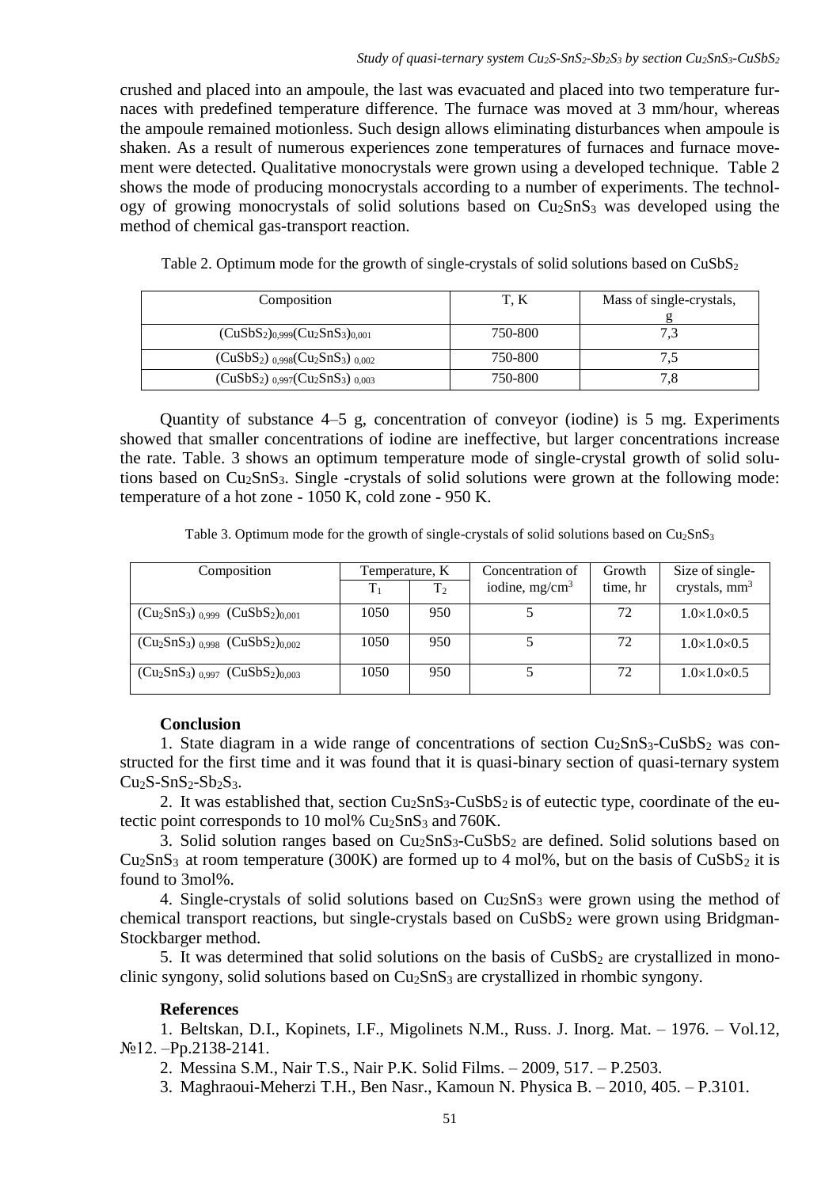crushed and placed into an ampoule, the last was evacuated and placed into two temperature furnaces with predefined temperature difference. The furnace was moved at 3 mm/hour, whereas the ampoule remained motionless. Such design allows eliminating disturbances when ampoule is shaken. As a result of numerous experiences zone temperatures of furnaces and furnace movement were detected. Qualitative monocrystals were grown using a developed technique. Table 2 shows the mode of producing monocrystals according to a number of experiments. The technology of growing monocrystals of solid solutions based on $Cu_2SnS_3$ was developed using the method of chemical gas-transport reaction.

Table 2. Optimum mode for the growth of single-crystals of solid solutions based on $CuSbS_2$

| Composition | T, K | Mass of single-crystals, g |
|---|---|---|
| $(CuSbS_2)_{0,999}(Cu_2SnS_3)_{0,001}$ | 750-800 | 7,3 |
| $(CuSbS_2)_{0,998}(Cu_2SnS_3)_{0,002}$ | 750-800 | 7,5 |
| $(CuSbS_2)_{0,997}(Cu_2SnS_3)_{0,003}$ | 750-800 | 7,8 |

Quantity of substance 4–5 g, concentration of conveyor (iodine) is 5 mg. Experiments showed that smaller concentrations of iodine are ineffective, but larger concentrations increase the rate. Table. 3 shows an optimum temperature mode of single-crystal growth of solid solutions based on $Cu_2SnS_3$. Single -crystals of solid solutions were grown at the following mode: temperature of a hot zone - 1050 K, cold zone - 950 K.

Table 3. Optimum mode for the growth of single-crystals of solid solutions based on $Cu_2SnS_3$

| Composition | Temperature, K | | Concentration of iodine, $mg/cm^3$ | Growth time, hr | Size of single-crystals, $mm^3$ |
|---|---|---|---|---|---|
| | $T_1$ | $T_2$ | | | |
| $(Cu_2SnS_3)_{0,999}$ $(CuSbS_2)_{0,001}$ | 1050 | 950 | 5 | 72 | $1.0\times1.0\times0.5$ |
| $(Cu_2SnS_3)_{0,998}$ $(CuSbS_2)_{0,002}$ | 1050 | 950 | 5 | 72 | $1.0\times1.0\times0.5$ |
| $(Cu_2SnS_3)_{0,997}$ $(CuSbS_2)_{0,003}$ | 1050 | 950 | 5 | 72 | $1.0\times1.0\times0.5$ |

**Conclusion**

1. State diagram in a wide range of concentrations of section $Cu_2SnS_3$-$CuSbS_2$ was constructed for the first time and it was found that it is quasi-binary section of quasi-ternary system $Cu_2S$-$SnS_2$-$Sb_2S_3$.

2. It was established that, section $Cu_2SnS_3$-$CuSbS_2$ is of eutectic type, coordinate of the eutectic point corresponds to 10 mol% $Cu_2SnS_3$ and 760K.

3. Solid solution ranges based on $Cu_2SnS_3$-$CuSbS_2$ are defined. Solid solutions based on $Cu_2SnS_3$ at room temperature (300K) are formed up to 4 mol%, but on the basis of $CuSbS_2$ it is found to 3mol%.

4. Single-crystals of solid solutions based on $Cu_2SnS_3$ were grown using the method of chemical transport reactions, but single-crystals based on $CuSbS_2$ were grown using Bridgman-Stockbarger method.

5. It was determined that solid solutions on the basis of $CuSbS_2$ are crystallized in monoclinic syngony, solid solutions based on $Cu_2SnS_3$ are crystallized in rhombic syngony.

**References**

1. Beltskan, D.I., Kopinets, I.F., Migolinets N.M., Russ. J. Inorg. Mat. – 1976. – Vol.12, №12. –Pp.2138-2141.

2. Messina S.M., Nair T.S., Nair P.K. Solid Films. – 2009, 517. – P.2503.

3. Maghraoui-Meherzi T.H., Ben Nasr., Kamoun N. Physica B. – 2010, 405. – P.3101.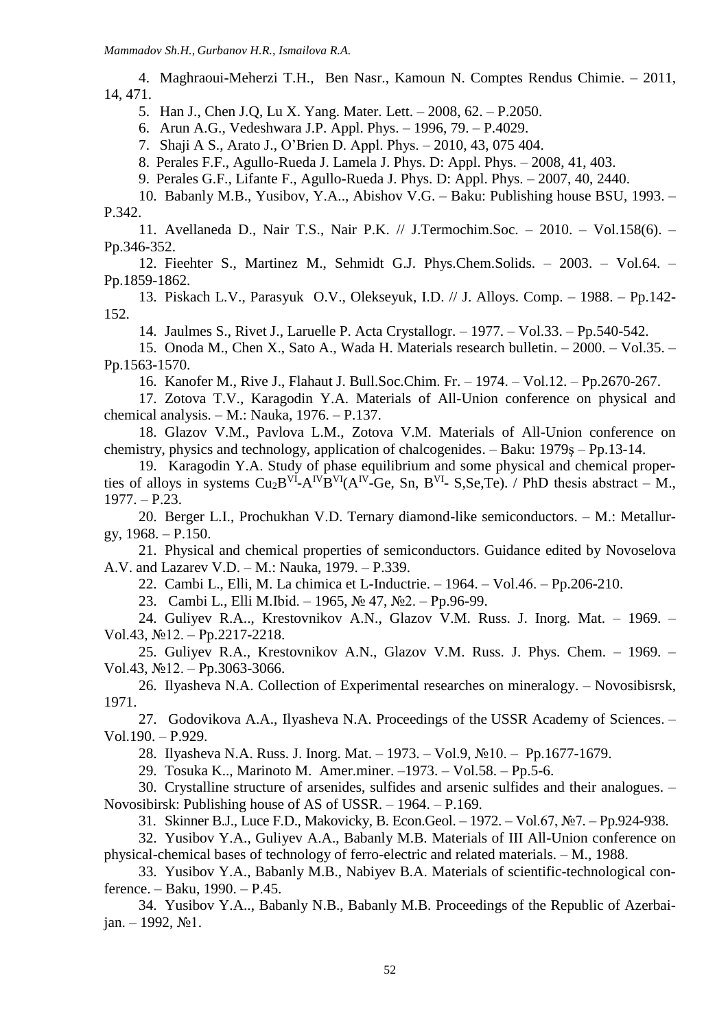4. Maghraoui-Meherzi T.H., Ben Nasr., Kamoun N. Comptes Rendus Chimie. – 2011, 14, 471.

5. Han J., Chen J.Q, Lu X. Yang. Mater. Lett. – 2008, 62. – P.2050.

6. Arun A.G., Vedeshwara J.P. Appl. Phys. – 1996, 79. – P.4029.

7. Shaji A S., Arato J., O'Brien D. Appl. Phys. – 2010, 43, 075 404.

8. Perales F.F., Agullo-Rueda J. Lamela J. Phys. D: Appl. Phys. – 2008, 41, 403.

9. Perales G.F., Lifante F., Agullo-Rueda J. Phys. D: Appl. Phys. – 2007, 40, 2440.

10. Babanly M.B., Yusibov, Y.A.., Abishov V.G. – Baku: Publishing house BSU, 1993. – P.342.

11. Avellaneda D., Nair T.S., Nair P.K. // J.Termochim.Soc. – 2010. – Vol.158(6). – Pp.346-352.

12. Fieehter S., Martinez M., Sehmidt G.J. Phys.Chem.Solids. – 2003. – Vol.64. – Pp.1859-1862.

13. Piskach L.V., Parasyuk O.V., Olekseyuk, I.D. // J. Alloys. Comp. – 1988. – Pp.142-152.

14. Jaulmes S., Rivet J., Laruelle P. Acta Crystallogr. – 1977. – Vol.33. – Pp.540-542.

15. Onoda M., Chen X., Sato A., Wada H. Materials research bulletin. – 2000. – Vol.35. – Pp.1563-1570.

16. Kanofer M., Rive J., Flahaut J. Bull.Soc.Chim. Fr. – 1974. – Vol.12. – Pp.2670-267.

17. Zotova T.V., Karagodin Y.A. Materials of All-Union conference on physical and chemical analysis. – M.: Nauka, 1976. – P.137.

18. Glazov V.M., Pavlova L.M., Zotova V.M. Materials of All-Union conference on chemistry, physics and technology, application of chalcogenides. – Baku: 1979ş – Pp.13-14.

19. Karagodin Y.A. Study of phase equilibrium and some physical and chemical properties of alloys in systems $Cu_2B^{VI}$-$A^{IV}B^{VI}$($A^{IV}$-Ge, Sn, $B^{VI}$- S,Se,Te). / PhD thesis abstract – M., 1977. – P.23.

20. Berger L.I., Prochukhan V.D. Ternary diamond-like semiconductors. – M.: Metallurgy, 1968. – P.150.

21. Physical and chemical properties of semiconductors. Guidance edited by Novoselova A.V. and Lazarev V.D. – M.: Nauka, 1979. – P.339.

22. Cambi L., Elli, M. La chimica et L-Inductrie. – 1964. – Vol.46. – Pp.206-210.

23. Cambi L., Elli M.Ibid. – 1965, № 47, №2. – Pp.96-99.

24. Guliyev R.A.., Krestovnikov A.N., Glazov V.M. Russ. J. Inorg. Mat. – 1969. – Vol.43, №12. – Pp.2217-2218.

25. Guliyev R.A., Krestovnikov A.N., Glazov V.M. Russ. J. Phys. Chem. – 1969. – Vol.43, №12. – Pp.3063-3066.

26. Ilyasheva N.A. Collection of Experimental researches on mineralogy. – Novosibisrsk, 1971.

27. Godovikova A.A., Ilyasheva N.A. Proceedings of the USSR Academy of Sciences. – Vol.190. – P.929.

28. Ilyasheva N.A. Russ. J. Inorg. Mat. – 1973. – Vol.9, №10. – Pp.1677-1679.

29. Tosuka K.., Marinoto M. Amer.miner. –1973. – Vol.58. – Pp.5-6.

30. Crystalline structure of arsenides, sulfides and arsenic sulfides and their analogues. – Novosibirsk: Publishing house of AS of USSR. – 1964. – P.169.

31. Skinner B.J., Luce F.D., Makovicky, B. Econ.Geol. – 1972. – Vol.67, №7. – Pp.924-938.

32. Yusibov Y.A., Guliyev A.A., Babanly M.B. Materials of III All-Union conference on physical-chemical bases of technology of ferro-electric and related materials. – M., 1988.

33. Yusibov Y.A., Babanly M.B., Nabiyev B.A. Materials of scientific-technological conference. – Baku, 1990. – P.45.

34. Yusibov Y.A.., Babanly N.B., Babanly M.B. Proceedings of the Republic of Azerbaijan. – 1992, №1.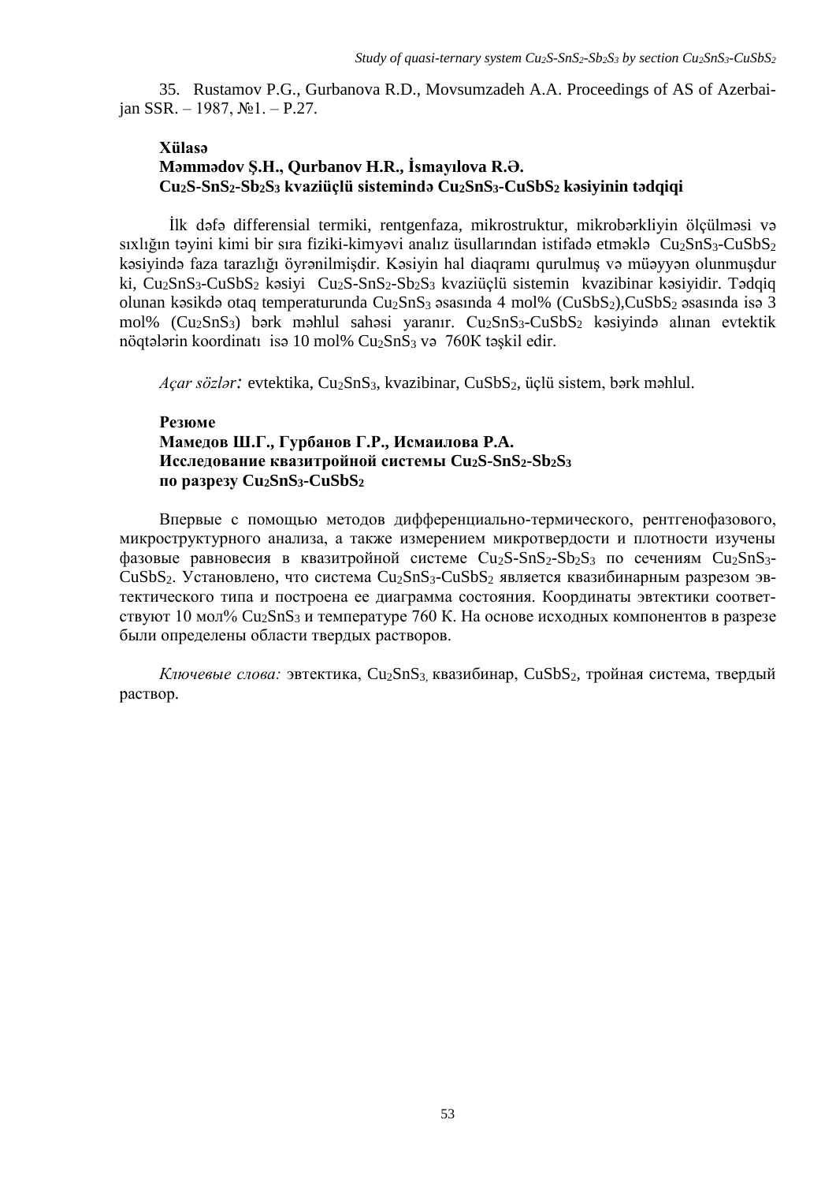35. Rustamov P.G., Gurbanova R.D., Movsumzadeh A.A. Proceedings of AS of Azerbaijan SSR. – 1987, №1. – P.27.

**Xülasə**
**Məmmədov Ş.H., Qurbanov H.R., İsmayılova R.Ə.**
**$Cu_2S$-$SnS_2$-$Sb_2S_3$ kvaziüçlü sistemində $Cu_2SnS_3$-$CuSbS_2$ kəsiyinin tədqiqi**

İlk dəfə differensial termiki, rentgenfaza, mikrostruktur, mikrobərkliyin ölçülməsi və sıxlığın təyini kimi bir sıra fiziki-kimyəvi analız üsullarından istifadə etməklə $Cu_2SnS_3$-$CuSbS_2$ kəsiyində faza tarazlığı öyrənilmişdir. Kəsiyin hal diaqramı qurulmuş və müəyyən olunmuşdur ki, $Cu_2SnS_3$-$CuSbS_2$ kəsiyi $Cu_2S$-$SnS_2$-$Sb_2S_3$ kvaziüçlü sistemin kvazibinar kəsiyidir. Tədqiq olunan kəsikdə otaq temperaturunda $Cu_2SnS_3$ əsasında 4 mol% ($CuSbS_2$),$CuSbS_2$ əsasında isə 3 mol% ($Cu_2SnS_3$) bərk məhlul sahəsi yaranır. $Cu_2SnS_3$-$CuSbS_2$ kəsiyində alınan evtektik nöqtələrin koordinatı isə 10 mol% $Cu_2SnS_3$ və 760K təşkil edir.

*Açar sözlər:* evtektika, $Cu_2SnS_3$, kvazibinar, $CuSbS_2$, üçlü sistem, bərk məhlul.

**Резюме**
**Мамедов Ш.Г., Гурбанов Г.Р., Исмаилова Р.А.**
**Исследование квазитройной системы $Cu_2S$-$SnS_2$-$Sb_2S_3$ по разрезу $Cu_2SnS_3$-$CuSbS_2$**

Впервые с помощью методов дифференциально-термического, рентгенофазового, микроструктурного анализа, а также измерением микротвердости и плотности изучены фазовые равновесия в квазитройной системе $Cu_2S$-$SnS_2$-$Sb_2S_3$ по сечениям $Cu_2SnS_3$-$CuSbS_2$. Установлено, что система $Cu_2SnS_3$-$CuSbS_2$ является квазибинарным разрезом эвтектического типа и построена ее диаграмма состояния. Координаты эвтектики соответствуют 10 мол% $Cu_2SnS_3$ и температуре 760 К. На основе исходных компонентов в разрезе были определены области твердых растворов.

*Ключевые слова:* эвтектика, $Cu_2SnS_3$, квазибинар, $CuSbS_2$, тройная система, твердый раствор.